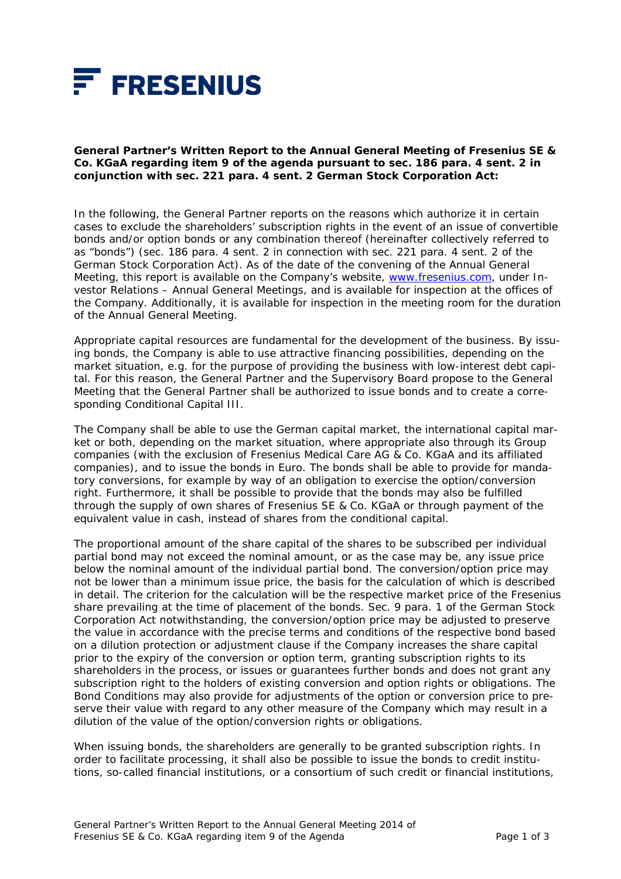FRESENIUS

**General Partner's Written Report to the Annual General Meeting of Fresenius SE & Co. KGaA regarding item 9 of the agenda pursuant to sec. 186 para. 4 sent. 2 in conjunction with sec. 221 para. 4 sent. 2 German Stock Corporation Act:**

In the following, the General Partner reports on the reasons which authorize it in certain cases to exclude the shareholders' subscription rights in the event of an issue of convertible bonds and/or option bonds or any combination thereof (hereinafter collectively referred to as "bonds") (sec. 186 para. 4 sent. 2 in connection with sec. 221 para. 4 sent. 2 of the German Stock Corporation Act). As of the date of the convening of the Annual General Meeting, this report is available on the Company's website, www.fresenius.com, under Investor Relations – Annual General Meetings, and is available for inspection at the offices of the Company. Additionally, it is available for inspection in the meeting room for the duration of the Annual General Meeting.

Appropriate capital resources are fundamental for the development of the business. By issuing bonds, the Company is able to use attractive financing possibilities, depending on the market situation, e.g. for the purpose of providing the business with low-interest debt capital. For this reason, the General Partner and the Supervisory Board propose to the General Meeting that the General Partner shall be authorized to issue bonds and to create a corresponding Conditional Capital III.

The Company shall be able to use the German capital market, the international capital market or both, depending on the market situation, where appropriate also through its Group companies (with the exclusion of Fresenius Medical Care AG & Co. KGaA and its affiliated companies), and to issue the bonds in Euro. The bonds shall be able to provide for mandatory conversions, for example by way of an obligation to exercise the option/conversion right. Furthermore, it shall be possible to provide that the bonds may also be fulfilled through the supply of own shares of Fresenius SE & Co. KGaA or through payment of the equivalent value in cash, instead of shares from the conditional capital.

The proportional amount of the share capital of the shares to be subscribed per individual partial bond may not exceed the nominal amount, or as the case may be, any issue price below the nominal amount of the individual partial bond. The conversion/option price may not be lower than a minimum issue price, the basis for the calculation of which is described in detail. The criterion for the calculation will be the respective market price of the Fresenius share prevailing at the time of placement of the bonds. Sec. 9 para. 1 of the German Stock Corporation Act notwithstanding, the conversion/option price may be adjusted to preserve the value in accordance with the precise terms and conditions of the respective bond based on a dilution protection or adjustment clause if the Company increases the share capital prior to the expiry of the conversion or option term, granting subscription rights to its shareholders in the process, or issues or guarantees further bonds and does not grant any subscription right to the holders of existing conversion and option rights or obligations. The Bond Conditions may also provide for adjustments of the option or conversion price to preserve their value with regard to any other measure of the Company which may result in a dilution of the value of the option/conversion rights or obligations.

When issuing bonds, the shareholders are generally to be granted subscription rights. In order to facilitate processing, it shall also be possible to issue the bonds to credit institutions, so-called financial institutions, or a consortium of such credit or financial institutions,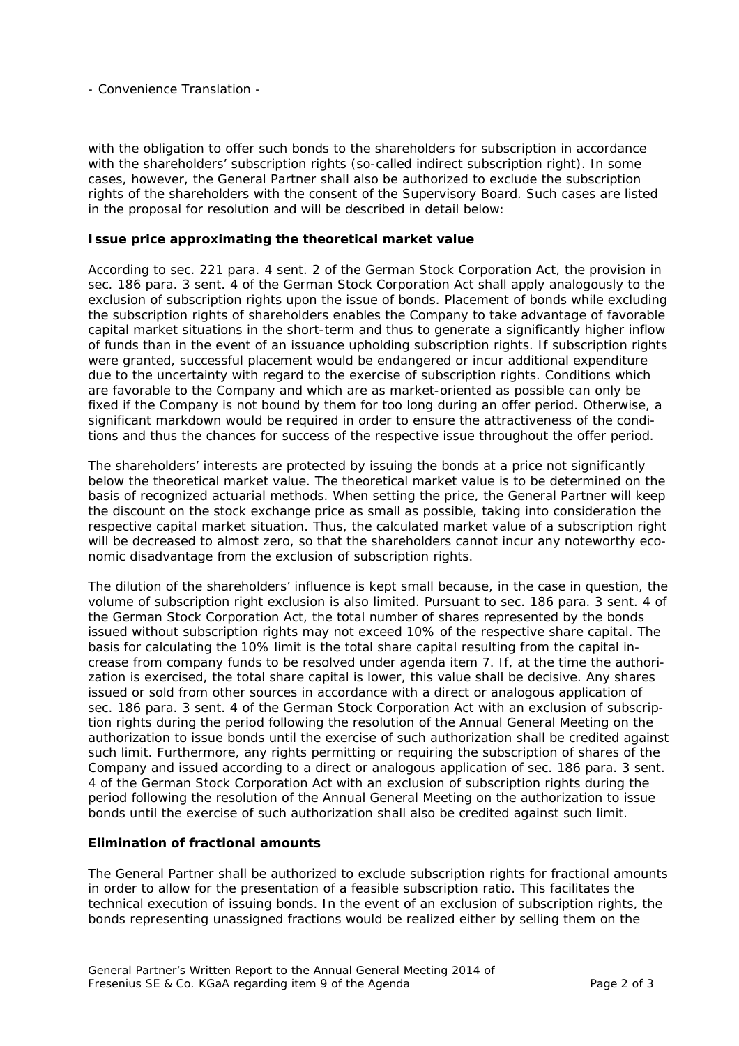- Convenience Translation -

with the obligation to offer such bonds to the shareholders for subscription in accordance with the shareholders' subscription rights (so-called indirect subscription right). In some cases, however, the General Partner shall also be authorized to exclude the subscription rights of the shareholders with the consent of the Supervisory Board. Such cases are listed in the proposal for resolution and will be described in detail below:

**Issue price approximating the theoretical market value**

According to sec. 221 para. 4 sent. 2 of the German Stock Corporation Act, the provision in sec. 186 para. 3 sent. 4 of the German Stock Corporation Act shall apply analogously to the exclusion of subscription rights upon the issue of bonds. Placement of bonds while excluding the subscription rights of shareholders enables the Company to take advantage of favorable capital market situations in the short-term and thus to generate a significantly higher inflow of funds than in the event of an issuance upholding subscription rights. If subscription rights were granted, successful placement would be endangered or incur additional expenditure due to the uncertainty with regard to the exercise of subscription rights. Conditions which are favorable to the Company and which are as market-oriented as possible can only be fixed if the Company is not bound by them for too long during an offer period. Otherwise, a significant markdown would be required in order to ensure the attractiveness of the conditions and thus the chances for success of the respective issue throughout the offer period.

The shareholders' interests are protected by issuing the bonds at a price not significantly below the theoretical market value. The theoretical market value is to be determined on the basis of recognized actuarial methods. When setting the price, the General Partner will keep the discount on the stock exchange price as small as possible, taking into consideration the respective capital market situation. Thus, the calculated market value of a subscription right will be decreased to almost zero, so that the shareholders cannot incur any noteworthy economic disadvantage from the exclusion of subscription rights.

The dilution of the shareholders' influence is kept small because, in the case in question, the volume of subscription right exclusion is also limited. Pursuant to sec. 186 para. 3 sent. 4 of the German Stock Corporation Act, the total number of shares represented by the bonds issued without subscription rights may not exceed 10% of the respective share capital. The basis for calculating the 10% limit is the total share capital resulting from the capital increase from company funds to be resolved under agenda item 7. If, at the time the authorization is exercised, the total share capital is lower, this value shall be decisive. Any shares issued or sold from other sources in accordance with a direct or analogous application of sec. 186 para. 3 sent. 4 of the German Stock Corporation Act with an exclusion of subscription rights during the period following the resolution of the Annual General Meeting on the authorization to issue bonds until the exercise of such authorization shall be credited against such limit. Furthermore, any rights permitting or requiring the subscription of shares of the Company and issued according to a direct or analogous application of sec. 186 para. 3 sent. 4 of the German Stock Corporation Act with an exclusion of subscription rights during the period following the resolution of the Annual General Meeting on the authorization to issue bonds until the exercise of such authorization shall also be credited against such limit.

**Elimination of fractional amounts**

The General Partner shall be authorized to exclude subscription rights for fractional amounts in order to allow for the presentation of a feasible subscription ratio. This facilitates the technical execution of issuing bonds. In the event of an exclusion of subscription rights, the bonds representing unassigned fractions would be realized either by selling them on the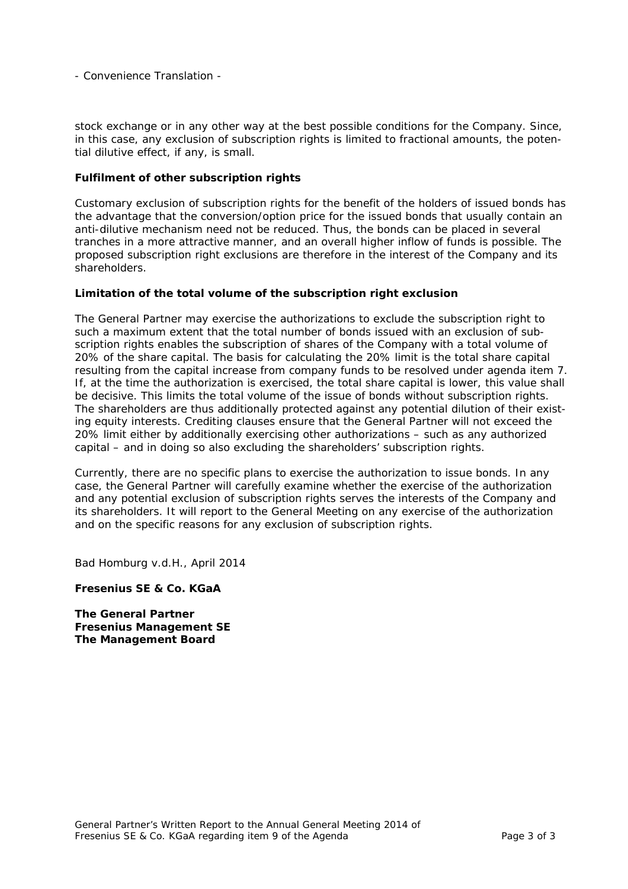- Convenience Translation -

stock exchange or in any other way at the best possible conditions for the Company. Since, in this case, any exclusion of subscription rights is limited to fractional amounts, the potential dilutive effect, if any, is small.

**Fulfilment of other subscription rights**

Customary exclusion of subscription rights for the benefit of the holders of issued bonds has the advantage that the conversion/option price for the issued bonds that usually contain an anti-dilutive mechanism need not be reduced. Thus, the bonds can be placed in several tranches in a more attractive manner, and an overall higher inflow of funds is possible. The proposed subscription right exclusions are therefore in the interest of the Company and its shareholders.

**Limitation of the total volume of the subscription right exclusion**

The General Partner may exercise the authorizations to exclude the subscription right to such a maximum extent that the total number of bonds issued with an exclusion of subscription rights enables the subscription of shares of the Company with a total volume of 20% of the share capital. The basis for calculating the 20% limit is the total share capital resulting from the capital increase from company funds to be resolved under agenda item 7. If, at the time the authorization is exercised, the total share capital is lower, this value shall be decisive. This limits the total volume of the issue of bonds without subscription rights. The shareholders are thus additionally protected against any potential dilution of their existing equity interests. Crediting clauses ensure that the General Partner will not exceed the 20% limit either by additionally exercising other authorizations – such as any authorized capital – and in doing so also excluding the shareholders' subscription rights.

Currently, there are no specific plans to exercise the authorization to issue bonds. In any case, the General Partner will carefully examine whether the exercise of the authorization and any potential exclusion of subscription rights serves the interests of the Company and its shareholders. It will report to the General Meeting on any exercise of the authorization and on the specific reasons for any exclusion of subscription rights.

Bad Homburg v.d.H., April 2014

**Fresenius SE & Co. KGaA**

**The General Partner**
**Fresenius Management SE**
**The Management Board**